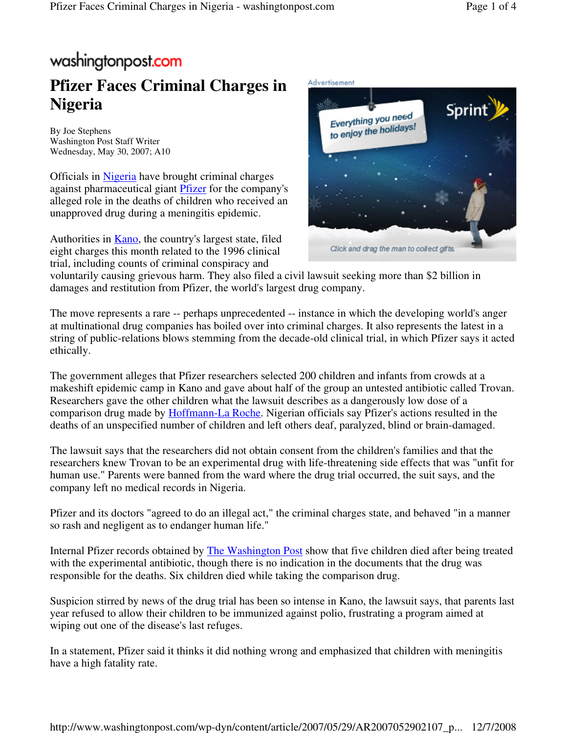washingtonpost.com

# Pfizer Faces Criminal Charges in Nigeria

By Joe Stephens
Washington Post Staff Writer
Wednesday, May 30, 2007; A10

Officials in Nigeria have brought criminal charges against pharmaceutical giant Pfizer for the company's alleged role in the deaths of children who received an unapproved drug during a meningitis epidemic.

Authorities in Kano, the country's largest state, filed eight charges this month related to the 1996 clinical trial, including counts of criminal conspiracy and voluntarily causing grievous harm. They also filed a civil lawsuit seeking more than $2 billion in damages and restitution from Pfizer, the world's largest drug company.

The move represents a rare -- perhaps unprecedented -- instance in which the developing world's anger at multinational drug companies has boiled over into criminal charges. It also represents the latest in a string of public-relations blows stemming from the decade-old clinical trial, in which Pfizer says it acted ethically.

The government alleges that Pfizer researchers selected 200 children and infants from crowds at a makeshift epidemic camp in Kano and gave about half of the group an untested antibiotic called Trovan. Researchers gave the other children what the lawsuit describes as a dangerously low dose of a comparison drug made by Hoffmann-La Roche. Nigerian officials say Pfizer's actions resulted in the deaths of an unspecified number of children and left others deaf, paralyzed, blind or brain-damaged.

The lawsuit says that the researchers did not obtain consent from the children's families and that the researchers knew Trovan to be an experimental drug with life-threatening side effects that was "unfit for human use." Parents were banned from the ward where the drug trial occurred, the suit says, and the company left no medical records in Nigeria.

Pfizer and its doctors "agreed to do an illegal act," the criminal charges state, and behaved "in a manner so rash and negligent as to endanger human life."

Internal Pfizer records obtained by The Washington Post show that five children died after being treated with the experimental antibiotic, though there is no indication in the documents that the drug was responsible for the deaths. Six children died while taking the comparison drug.

Suspicion stirred by news of the drug trial has been so intense in Kano, the lawsuit says, that parents last year refused to allow their children to be immunized against polio, frustrating a program aimed at wiping out one of the disease's last refuges.

In a statement, Pfizer said it thinks it did nothing wrong and emphasized that children with meningitis have a high fatality rate.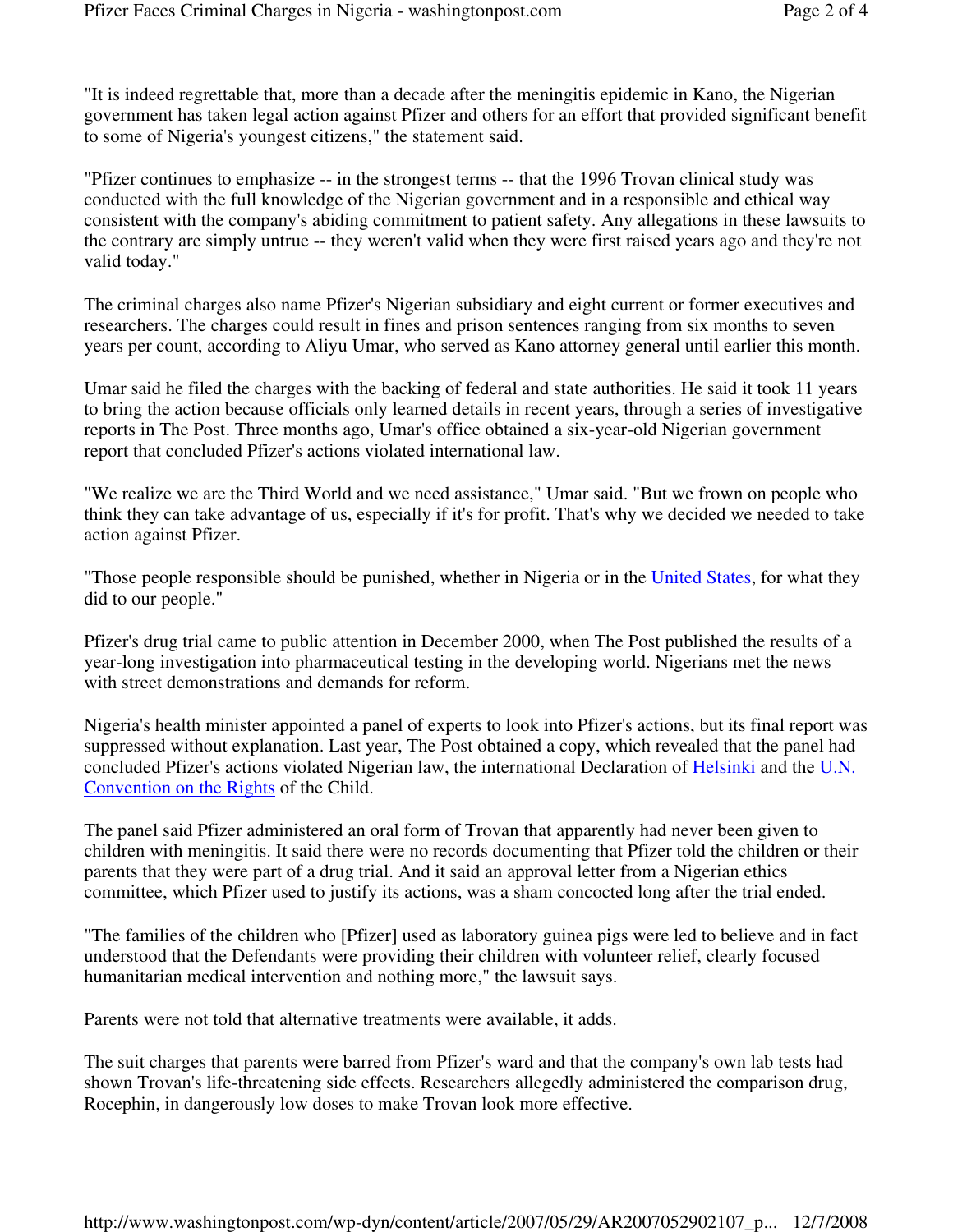"It is indeed regrettable that, more than a decade after the meningitis epidemic in Kano, the Nigerian government has taken legal action against Pfizer and others for an effort that provided significant benefit to some of Nigeria's youngest citizens," the statement said.

"Pfizer continues to emphasize -- in the strongest terms -- that the 1996 Trovan clinical study was conducted with the full knowledge of the Nigerian government and in a responsible and ethical way consistent with the company's abiding commitment to patient safety. Any allegations in these lawsuits to the contrary are simply untrue -- they weren't valid when they were first raised years ago and they're not valid today."

The criminal charges also name Pfizer's Nigerian subsidiary and eight current or former executives and researchers. The charges could result in fines and prison sentences ranging from six months to seven years per count, according to Aliyu Umar, who served as Kano attorney general until earlier this month.

Umar said he filed the charges with the backing of federal and state authorities. He said it took 11 years to bring the action because officials only learned details in recent years, through a series of investigative reports in The Post. Three months ago, Umar's office obtained a six-year-old Nigerian government report that concluded Pfizer's actions violated international law.

"We realize we are the Third World and we need assistance," Umar said. "But we frown on people who think they can take advantage of us, especially if it's for profit. That's why we decided we needed to take action against Pfizer.

"Those people responsible should be punished, whether in Nigeria or in the United States, for what they did to our people."

Pfizer's drug trial came to public attention in December 2000, when The Post published the results of a year-long investigation into pharmaceutical testing in the developing world. Nigerians met the news with street demonstrations and demands for reform.

Nigeria's health minister appointed a panel of experts to look into Pfizer's actions, but its final report was suppressed without explanation. Last year, The Post obtained a copy, which revealed that the panel had concluded Pfizer's actions violated Nigerian law, the international Declaration of Helsinki and the U.N. Convention on the Rights of the Child.

The panel said Pfizer administered an oral form of Trovan that apparently had never been given to children with meningitis. It said there were no records documenting that Pfizer told the children or their parents that they were part of a drug trial. And it said an approval letter from a Nigerian ethics committee, which Pfizer used to justify its actions, was a sham concocted long after the trial ended.

"The families of the children who [Pfizer] used as laboratory guinea pigs were led to believe and in fact understood that the Defendants were providing their children with volunteer relief, clearly focused humanitarian medical intervention and nothing more," the lawsuit says.

Parents were not told that alternative treatments were available, it adds.

The suit charges that parents were barred from Pfizer's ward and that the company's own lab tests had shown Trovan's life-threatening side effects. Researchers allegedly administered the comparison drug, Rocephin, in dangerously low doses to make Trovan look more effective.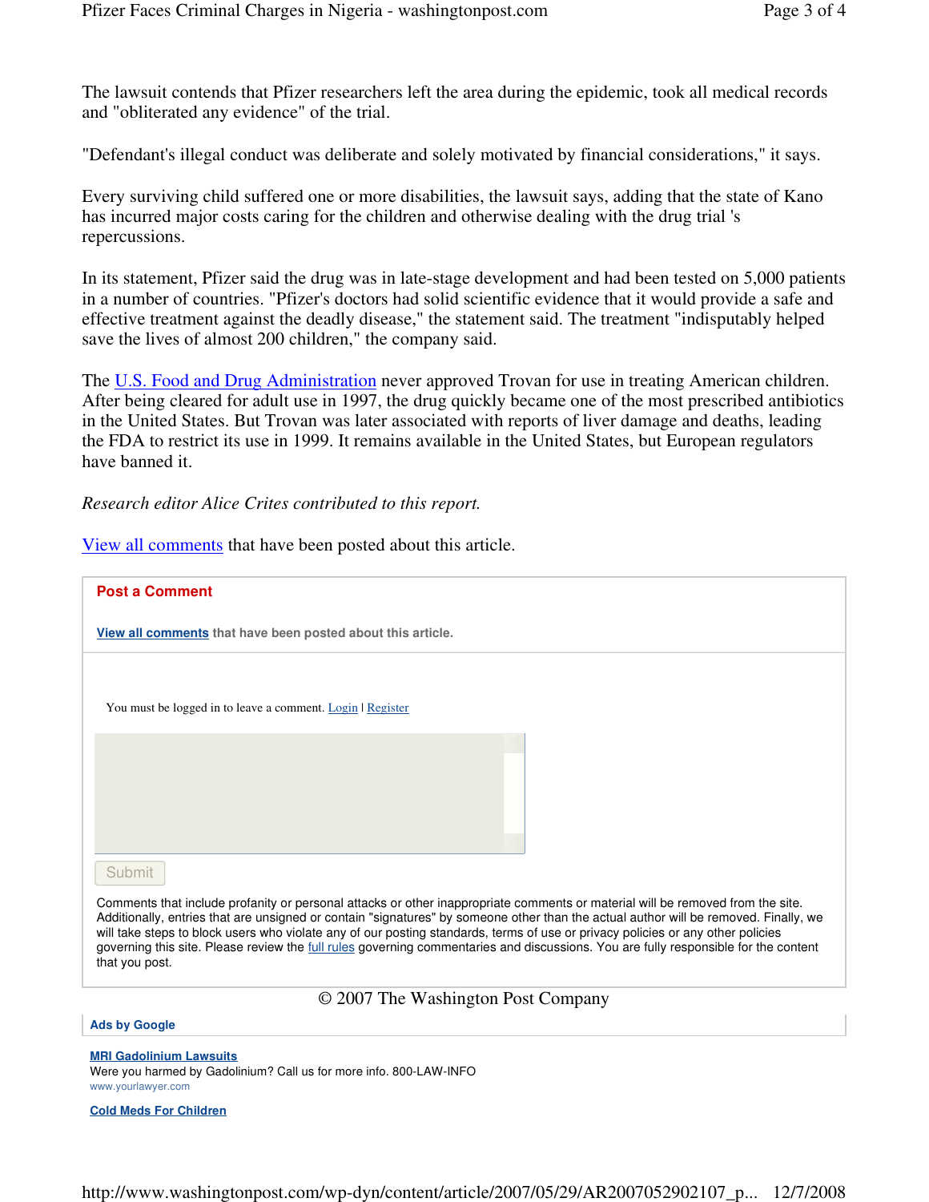The lawsuit contends that Pfizer researchers left the area during the epidemic, took all medical records and "obliterated any evidence" of the trial.

"Defendant's illegal conduct was deliberate and solely motivated by financial considerations," it says.

Every surviving child suffered one or more disabilities, the lawsuit says, adding that the state of Kano has incurred major costs caring for the children and otherwise dealing with the drug trial 's repercussions.

In its statement, Pfizer said the drug was in late-stage development and had been tested on 5,000 patients in a number of countries. "Pfizer's doctors had solid scientific evidence that it would provide a safe and effective treatment against the deadly disease," the statement said. The treatment "indisputably helped save the lives of almost 200 children," the company said.

The U.S. Food and Drug Administration never approved Trovan for use in treating American children. After being cleared for adult use in 1997, the drug quickly became one of the most prescribed antibiotics in the United States. But Trovan was later associated with reports of liver damage and deaths, leading the FDA to restrict its use in 1999. It remains available in the United States, but European regulators have banned it.

*Research editor Alice Crites contributed to this report.*

View all comments that have been posted about this article.

**Post a Comment**

**View all comments that have been posted about this article.**

You must be logged in to leave a comment. Login | Register

Submit

Comments that include profanity or personal attacks or other inappropriate comments or material will be removed from the site. Additionally, entries that are unsigned or contain "signatures" by someone other than the actual author will be removed. Finally, we will take steps to block users who violate any of our posting standards, terms of use or privacy policies or any other policies governing this site. Please review the full rules governing commentaries and discussions. You are fully responsible for the content that you post.

© 2007 The Washington Post Company

**Ads by Google**

**MRI Gadolinium Lawsuits**
Were you harmed by Gadolinium? Call us for more info. 800-LAW-INFO
www.yourlawyer.com

**Cold Meds For Children**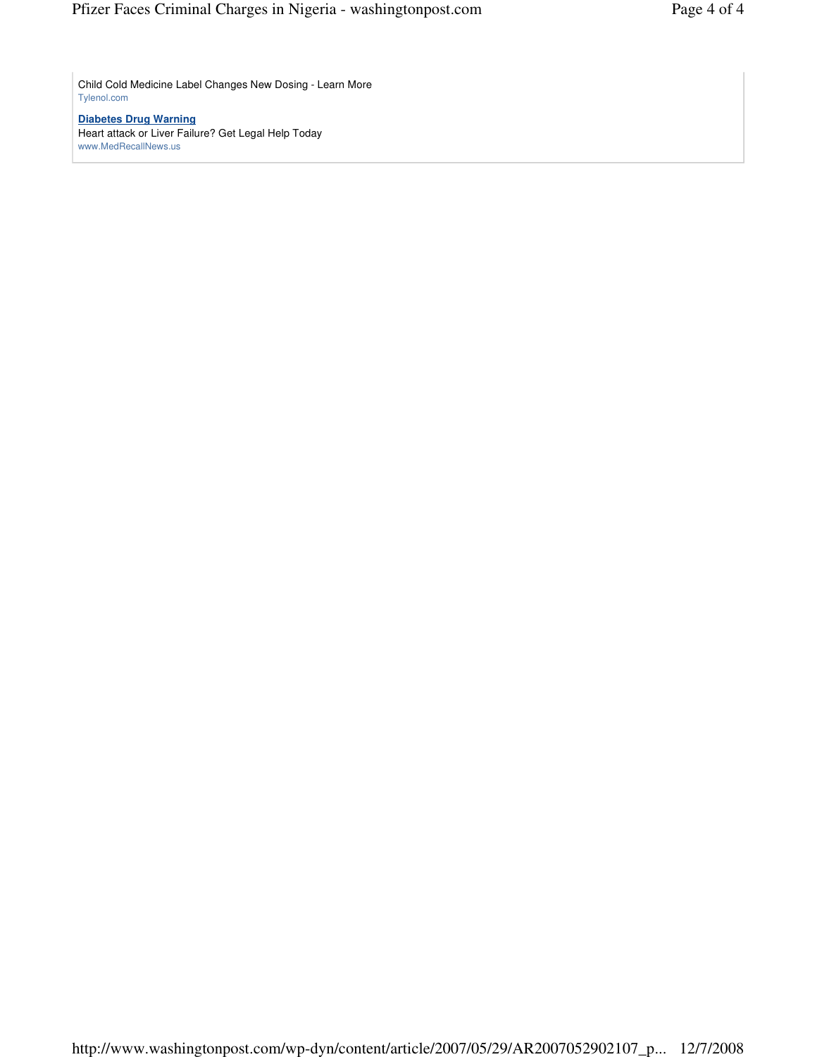Child Cold Medicine Label Changes New Dosing - Learn More
Tylenol.com

**Diabetes Drug Warning**
Heart attack or Liver Failure? Get Legal Help Today
www.MedRecallNews.us